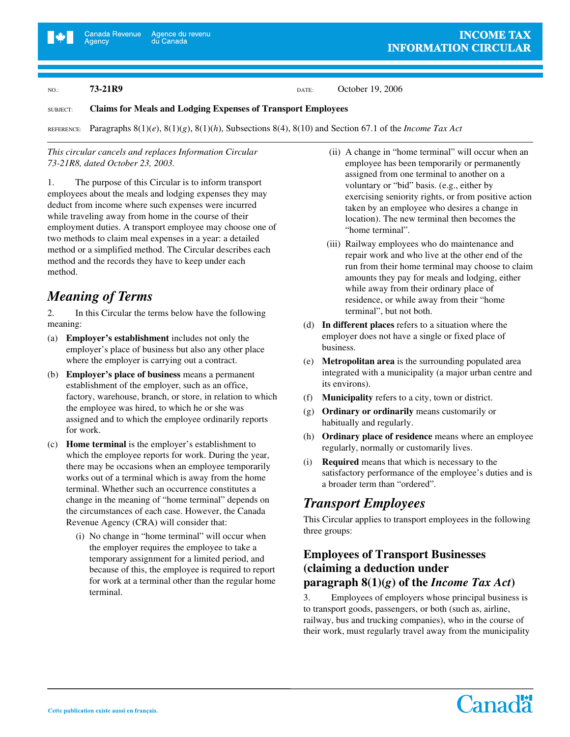**INCOME TAX INFORMATION CIRCULAR**

NO.: **73-21R9**

DATE: October 19, 2006

SUBJECT: **Claims for Meals and Lodging Expenses of Transport Employees**

REFERENCE: Paragraphs 8(1)(*e*), 8(1)(*g*), 8(1)(*h*), Subsections 8(4), 8(10) and Section 67.1 of the *Income Tax Act*

*This circular cancels and replaces Information Circular 73-21R8, dated October 23, 2003.*

1. The purpose of this Circular is to inform transport employees about the meals and lodging expenses they may deduct from income where such expenses were incurred while traveling away from home in the course of their employment duties. A transport employee may choose one of two methods to claim meal expenses in a year: a detailed method or a simplified method. The Circular describes each method and the records they have to keep under each method.

## *Meaning of Terms*

2. In this Circular the terms below have the following meaning:

(a) **Employer's establishment** includes not only the employer's place of business but also any other place where the employer is carrying out a contract.

(b) **Employer's place of business** means a permanent establishment of the employer, such as an office, factory, warehouse, branch, or store, in relation to which the employee was hired, to which he or she was assigned and to which the employee ordinarily reports for work.

(c) **Home terminal** is the employer's establishment to which the employee reports for work. During the year, there may be occasions when an employee temporarily works out of a terminal which is away from the home terminal. Whether such an occurrence constitutes a change in the meaning of "home terminal" depends on the circumstances of each case. However, the Canada Revenue Agency (CRA) will consider that:

  (i) No change in "home terminal" will occur when the employer requires the employee to take a temporary assignment for a limited period, and because of this, the employee is required to report for work at a terminal other than the regular home terminal.

  (ii) A change in "home terminal" will occur when an employee has been temporarily or permanently assigned from one terminal to another on a voluntary or "bid" basis. (e.g., either by exercising seniority rights, or from positive action taken by an employee who desires a change in location). The new terminal then becomes the "home terminal".

  (iii) Railway employees who do maintenance and repair work and who live at the other end of the run from their home terminal may choose to claim amounts they pay for meals and lodging, either while away from their ordinary place of residence, or while away from their "home terminal", but not both.

(d) **In different places** refers to a situation where the employer does not have a single or fixed place of business.

(e) **Metropolitan area** is the surrounding populated area integrated with a municipality (a major urban centre and its environs).

(f) **Municipality** refers to a city, town or district.

(g) **Ordinary or ordinarily** means customarily or habitually and regularly.

(h) **Ordinary place of residence** means where an employee regularly, normally or customarily lives.

(i) **Required** means that which is necessary to the satisfactory performance of the employee's duties and is a broader term than "ordered".

## *Transport Employees*

This Circular applies to transport employees in the following three groups:

### Employees of Transport Businesses (claiming a deduction under paragraph 8(1)(*g*) of the *Income Tax Act*)

3. Employees of employers whose principal business is to transport goods, passengers, or both (such as, airline, railway, bus and trucking companies), who in the course of their work, must regularly travel away from the municipality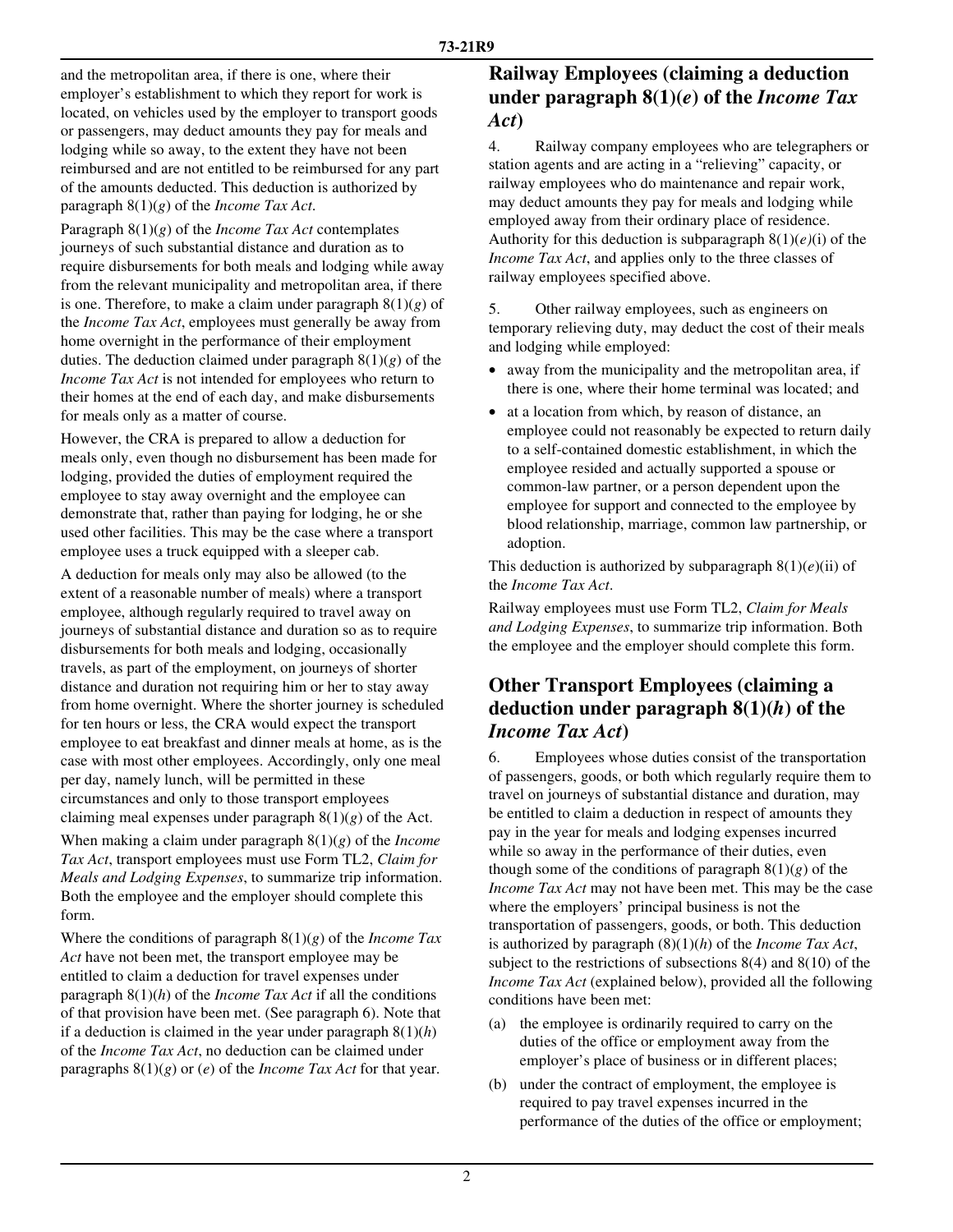and the metropolitan area, if there is one, where their employer's establishment to which they report for work is located, on vehicles used by the employer to transport goods or passengers, may deduct amounts they pay for meals and lodging while so away, to the extent they have not been reimbursed and are not entitled to be reimbursed for any part of the amounts deducted. This deduction is authorized by paragraph 8(1)(*g*) of the *Income Tax Act*.

Paragraph 8(1)(*g*) of the *Income Tax Act* contemplates journeys of such substantial distance and duration as to require disbursements for both meals and lodging while away from the relevant municipality and metropolitan area, if there is one. Therefore, to make a claim under paragraph 8(1)(*g*) of the *Income Tax Act*, employees must generally be away from home overnight in the performance of their employment duties. The deduction claimed under paragraph 8(1)(*g*) of the *Income Tax Act* is not intended for employees who return to their homes at the end of each day, and make disbursements for meals only as a matter of course.

However, the CRA is prepared to allow a deduction for meals only, even though no disbursement has been made for lodging, provided the duties of employment required the employee to stay away overnight and the employee can demonstrate that, rather than paying for lodging, he or she used other facilities. This may be the case where a transport employee uses a truck equipped with a sleeper cab.

A deduction for meals only may also be allowed (to the extent of a reasonable number of meals) where a transport employee, although regularly required to travel away on journeys of substantial distance and duration so as to require disbursements for both meals and lodging, occasionally travels, as part of the employment, on journeys of shorter distance and duration not requiring him or her to stay away from home overnight. Where the shorter journey is scheduled for ten hours or less, the CRA would expect the transport employee to eat breakfast and dinner meals at home, as is the case with most other employees. Accordingly, only one meal per day, namely lunch, will be permitted in these circumstances and only to those transport employees claiming meal expenses under paragraph 8(1)(*g*) of the Act.

When making a claim under paragraph 8(1)(*g*) of the *Income Tax Act*, transport employees must use Form TL2, *Claim for Meals and Lodging Expenses*, to summarize trip information. Both the employee and the employer should complete this form.

Where the conditions of paragraph 8(1)(*g*) of the *Income Tax Act* have not been met, the transport employee may be entitled to claim a deduction for travel expenses under paragraph 8(1)(*h*) of the *Income Tax Act* if all the conditions of that provision have been met. (See paragraph 6). Note that if a deduction is claimed in the year under paragraph 8(1)(*h*) of the *Income Tax Act*, no deduction can be claimed under paragraphs 8(1)(*g*) or (*e*) of the *Income Tax Act* for that year.

## Railway Employees (claiming a deduction under paragraph 8(1)(*e*) of the *Income Tax Act*)

4. Railway company employees who are telegraphers or station agents and are acting in a "relieving" capacity, or railway employees who do maintenance and repair work, may deduct amounts they pay for meals and lodging while employed away from their ordinary place of residence. Authority for this deduction is subparagraph 8(1)(*e*)(i) of the *Income Tax Act*, and applies only to the three classes of railway employees specified above.

5. Other railway employees, such as engineers on temporary relieving duty, may deduct the cost of their meals and lodging while employed:

- away from the municipality and the metropolitan area, if there is one, where their home terminal was located; and
- at a location from which, by reason of distance, an employee could not reasonably be expected to return daily to a self-contained domestic establishment, in which the employee resided and actually supported a spouse or common-law partner, or a person dependent upon the employee for support and connected to the employee by blood relationship, marriage, common law partnership, or adoption.

This deduction is authorized by subparagraph 8(1)(*e*)(ii) of the *Income Tax Act*.

Railway employees must use Form TL2, *Claim for Meals and Lodging Expenses*, to summarize trip information. Both the employee and the employer should complete this form.

## Other Transport Employees (claiming a deduction under paragraph 8(1)(*h*) of the *Income Tax Act*)

6. Employees whose duties consist of the transportation of passengers, goods, or both which regularly require them to travel on journeys of substantial distance and duration, may be entitled to claim a deduction in respect of amounts they pay in the year for meals and lodging expenses incurred while so away in the performance of their duties, even though some of the conditions of paragraph 8(1)(*g*) of the *Income Tax Act* may not have been met. This may be the case where the employers' principal business is not the transportation of passengers, goods, or both. This deduction is authorized by paragraph (8)(1)(*h*) of the *Income Tax Act*, subject to the restrictions of subsections 8(4) and 8(10) of the *Income Tax Act* (explained below), provided all the following conditions have been met:

(a) the employee is ordinarily required to carry on the duties of the office or employment away from the employer's place of business or in different places;

(b) under the contract of employment, the employee is required to pay travel expenses incurred in the performance of the duties of the office or employment;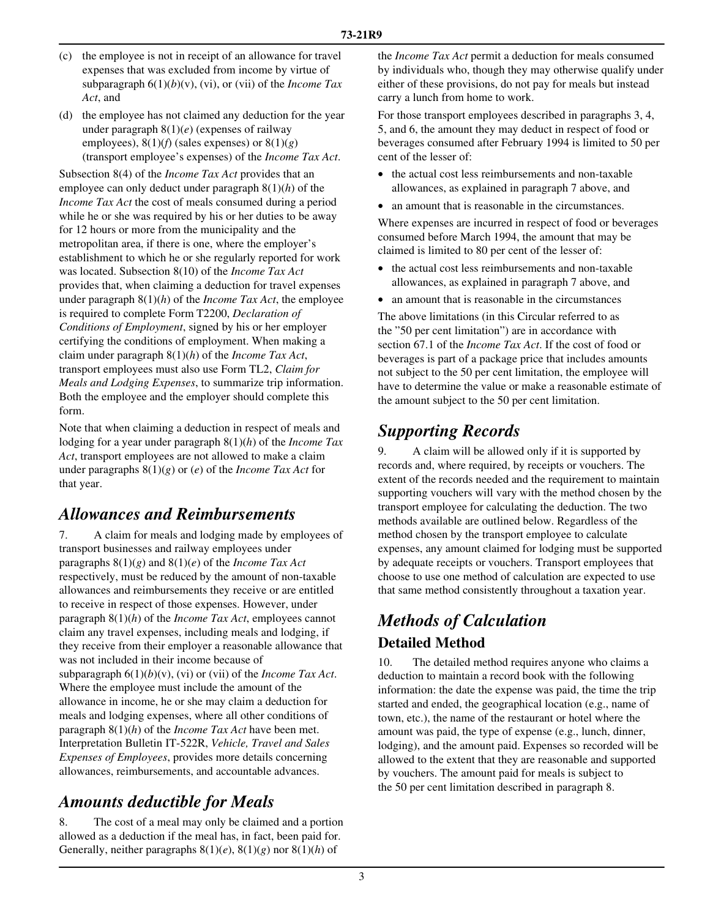(c) the employee is not in receipt of an allowance for travel expenses that was excluded from income by virtue of subparagraph 6(1)(*b*)(v), (vi), or (vii) of the *Income Tax Act*, and

(d) the employee has not claimed any deduction for the year under paragraph 8(1)(*e*) (expenses of railway employees), 8(1)(*f*) (sales expenses) or 8(1)(*g*) (transport employee's expenses) of the *Income Tax Act*.

Subsection 8(4) of the *Income Tax Act* provides that an employee can only deduct under paragraph 8(1)(*h*) of the *Income Tax Act* the cost of meals consumed during a period while he or she was required by his or her duties to be away for 12 hours or more from the municipality and the metropolitan area, if there is one, where the employer's establishment to which he or she regularly reported for work was located. Subsection 8(10) of the *Income Tax Act* provides that, when claiming a deduction for travel expenses under paragraph 8(1)(*h*) of the *Income Tax Act*, the employee is required to complete Form T2200, *Declaration of Conditions of Employment*, signed by his or her employer certifying the conditions of employment. When making a claim under paragraph 8(1)(*h*) of the *Income Tax Act*, transport employees must also use Form TL2, *Claim for Meals and Lodging Expenses*, to summarize trip information. Both the employee and the employer should complete this form.

Note that when claiming a deduction in respect of meals and lodging for a year under paragraph 8(1)(*h*) of the *Income Tax Act*, transport employees are not allowed to make a claim under paragraphs 8(1)(*g*) or (*e*) of the *Income Tax Act* for that year.

## *Allowances and Reimbursements*

7. A claim for meals and lodging made by employees of transport businesses and railway employees under paragraphs 8(1)(*g*) and 8(1)(*e*) of the *Income Tax Act* respectively, must be reduced by the amount of non-taxable allowances and reimbursements they receive or are entitled to receive in respect of those expenses. However, under paragraph 8(1)(*h*) of the *Income Tax Act*, employees cannot claim any travel expenses, including meals and lodging, if they receive from their employer a reasonable allowance that was not included in their income because of subparagraph 6(1)(*b*)(v), (vi) or (vii) of the *Income Tax Act*. Where the employee must include the amount of the allowance in income, he or she may claim a deduction for meals and lodging expenses, where all other conditions of paragraph 8(1)(*h*) of the *Income Tax Act* have been met. Interpretation Bulletin IT-522R, *Vehicle, Travel and Sales Expenses of Employees*, provides more details concerning allowances, reimbursements, and accountable advances.

## *Amounts deductible for Meals*

8. The cost of a meal may only be claimed and a portion allowed as a deduction if the meal has, in fact, been paid for. Generally, neither paragraphs 8(1)(*e*), 8(1)(*g*) nor 8(1)(*h*) of the *Income Tax Act* permit a deduction for meals consumed by individuals who, though they may otherwise qualify under either of these provisions, do not pay for meals but instead carry a lunch from home to work.

For those transport employees described in paragraphs 3, 4, 5, and 6, the amount they may deduct in respect of food or beverages consumed after February 1994 is limited to 50 per cent of the lesser of:

- the actual cost less reimbursements and non-taxable allowances, as explained in paragraph 7 above, and
- an amount that is reasonable in the circumstances.

Where expenses are incurred in respect of food or beverages consumed before March 1994, the amount that may be claimed is limited to 80 per cent of the lesser of:

- the actual cost less reimbursements and non-taxable allowances, as explained in paragraph 7 above, and
- an amount that is reasonable in the circumstances

The above limitations (in this Circular referred to as the "50 per cent limitation") are in accordance with section 67.1 of the *Income Tax Act*. If the cost of food or beverages is part of a package price that includes amounts not subject to the 50 per cent limitation, the employee will have to determine the value or make a reasonable estimate of the amount subject to the 50 per cent limitation.

## *Supporting Records*

9. A claim will be allowed only if it is supported by records and, where required, by receipts or vouchers. The extent of the records needed and the requirement to maintain supporting vouchers will vary with the method chosen by the transport employee for calculating the deduction. The two methods available are outlined below. Regardless of the method chosen by the transport employee to calculate expenses, any amount claimed for lodging must be supported by adequate receipts or vouchers. Transport employees that choose to use one method of calculation are expected to use that same method consistently throughout a taxation year.

## *Methods of Calculation*

### Detailed Method

10. The detailed method requires anyone who claims a deduction to maintain a record book with the following information: the date the expense was paid, the time the trip started and ended, the geographical location (e.g., name of town, etc.), the name of the restaurant or hotel where the amount was paid, the type of expense (e.g., lunch, dinner, lodging), and the amount paid. Expenses so recorded will be allowed to the extent that they are reasonable and supported by vouchers. The amount paid for meals is subject to the 50 per cent limitation described in paragraph 8.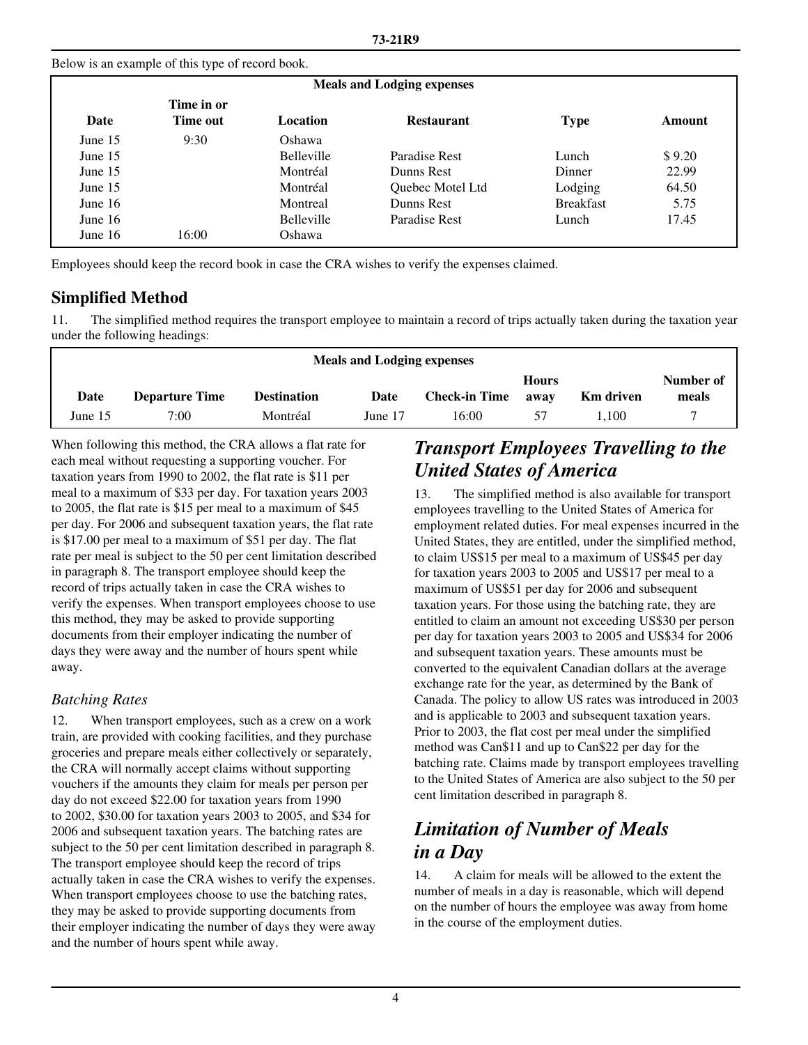Below is an example of this type of record book.

| Meals and Lodging expenses | | | | | |
|---|---|---|---|---|---|
| **Date** | **Time in or Time out** | **Location** | **Restaurant** | **Type** | **Amount** |
| June 15 | 9:30 | Oshawa | | | |
| June 15 | | Belleville | Paradise Rest | Lunch | $ 9.20 |
| June 15 | | Montréal | Dunns Rest | Dinner | 22.99 |
| June 15 | | Montréal | Quebec Motel Ltd | Lodging | 64.50 |
| June 16 | | Montreal | Dunns Rest | Breakfast | 5.75 |
| June 16 | | Belleville | Paradise Rest | Lunch | 17.45 |
| June 16 | 16:00 | Oshawa | | | |

Employees should keep the record book in case the CRA wishes to verify the expenses claimed.

## Simplified Method

11. The simplified method requires the transport employee to maintain a record of trips actually taken during the taxation year under the following headings:

| Meals and Lodging expenses | | | | | | | |
|---|---|---|---|---|---|---|---|
| **Date** | **Departure Time** | **Destination** | **Date** | **Check-in Time** | **Hours away** | **Km driven** | **Number of meals** |
| June 15 | 7:00 | Montréal | June 17 | 16:00 | 57 | 1,100 | 7 |

When following this method, the CRA allows a flat rate for each meal without requesting a supporting voucher. For taxation years from 1990 to 2002, the flat rate is $11 per meal to a maximum of $33 per day. For taxation years 2003 to 2005, the flat rate is $15 per meal to a maximum of $45 per day. For 2006 and subsequent taxation years, the flat rate is $17.00 per meal to a maximum of $51 per day. The flat rate per meal is subject to the 50 per cent limitation described in paragraph 8. The transport employee should keep the record of trips actually taken in case the CRA wishes to verify the expenses. When transport employees choose to use this method, they may be asked to provide supporting documents from their employer indicating the number of days they were away and the number of hours spent while away.

### *Batching Rates*

12. When transport employees, such as a crew on a work train, are provided with cooking facilities, and they purchase groceries and prepare meals either collectively or separately, the CRA will normally accept claims without supporting vouchers if the amounts they claim for meals per person per day do not exceed $22.00 for taxation years from 1990 to 2002, $30.00 for taxation years 2003 to 2005, and $34 for 2006 and subsequent taxation years. The batching rates are subject to the 50 per cent limitation described in paragraph 8. The transport employee should keep the record of trips actually taken in case the CRA wishes to verify the expenses. When transport employees choose to use the batching rates, they may be asked to provide supporting documents from their employer indicating the number of days they were away and the number of hours spent while away.

## *Transport Employees Travelling to the United States of America*

13. The simplified method is also available for transport employees travelling to the United States of America for employment related duties. For meal expenses incurred in the United States, they are entitled, under the simplified method, to claim US$15 per meal to a maximum of US$45 per day for taxation years 2003 to 2005 and US$17 per meal to a maximum of US$51 per day for 2006 and subsequent taxation years. For those using the batching rate, they are entitled to claim an amount not exceeding US$30 per person per day for taxation years 2003 to 2005 and US$34 for 2006 and subsequent taxation years. These amounts must be converted to the equivalent Canadian dollars at the average exchange rate for the year, as determined by the Bank of Canada. The policy to allow US rates was introduced in 2003 and is applicable to 2003 and subsequent taxation years. Prior to 2003, the flat cost per meal under the simplified method was Can$11 and up to Can$22 per day for the batching rate. Claims made by transport employees travelling to the United States of America are also subject to the 50 per cent limitation described in paragraph 8.

## *Limitation of Number of Meals in a Day*

14. A claim for meals will be allowed to the extent the number of meals in a day is reasonable, which will depend on the number of hours the employee was away from home in the course of the employment duties.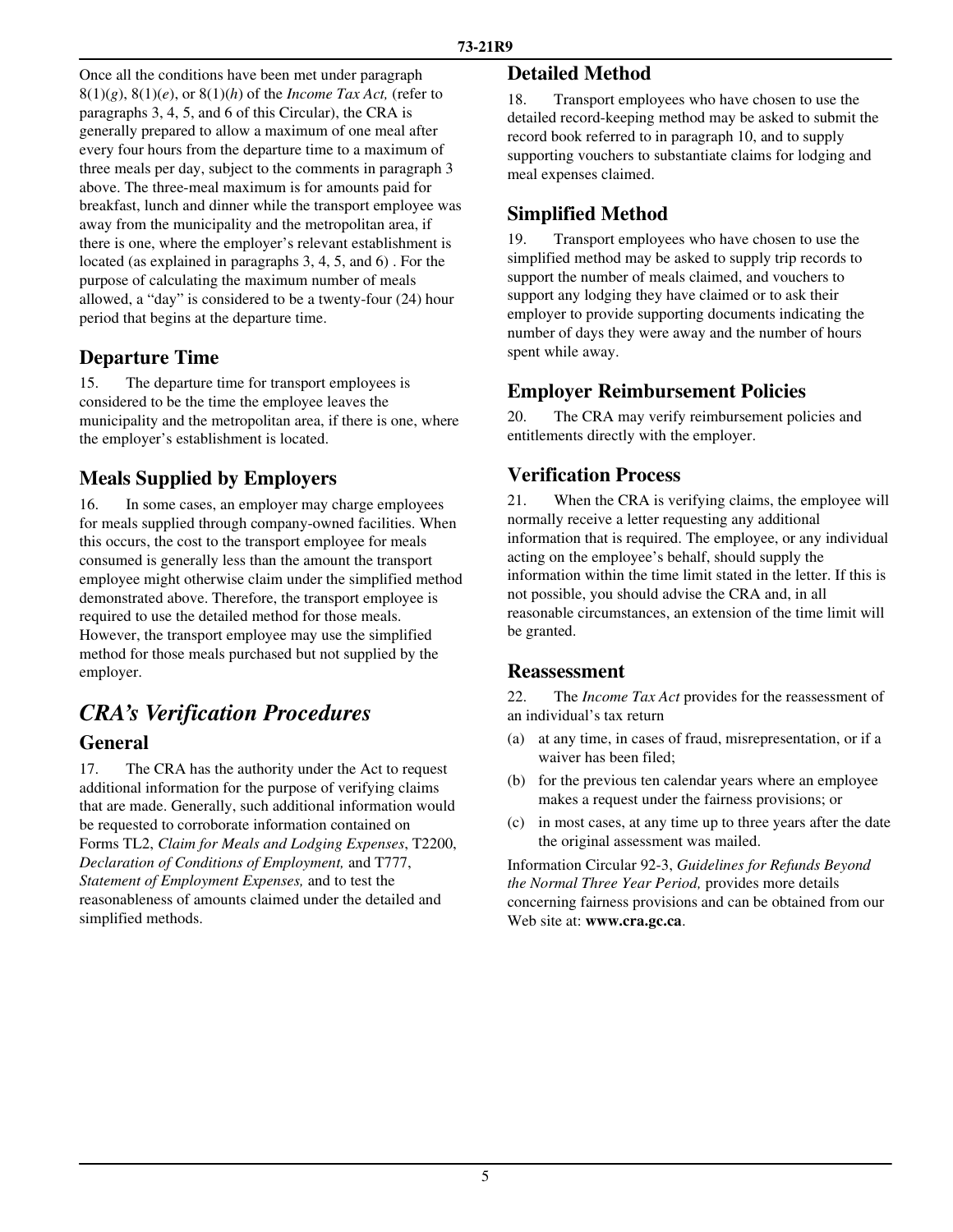Once all the conditions have been met under paragraph 8(1)(*g*), 8(1)(*e*), or 8(1)(*h*) of the *Income Tax Act,* (refer to paragraphs 3, 4, 5, and 6 of this Circular), the CRA is generally prepared to allow a maximum of one meal after every four hours from the departure time to a maximum of three meals per day, subject to the comments in paragraph 3 above. The three-meal maximum is for amounts paid for breakfast, lunch and dinner while the transport employee was away from the municipality and the metropolitan area, if there is one, where the employer's relevant establishment is located (as explained in paragraphs 3, 4, 5, and 6) . For the purpose of calculating the maximum number of meals allowed, a "day" is considered to be a twenty-four (24) hour period that begins at the departure time.

### Departure Time

15. The departure time for transport employees is considered to be the time the employee leaves the municipality and the metropolitan area, if there is one, where the employer's establishment is located.

### Meals Supplied by Employers

16. In some cases, an employer may charge employees for meals supplied through company-owned facilities. When this occurs, the cost to the transport employee for meals consumed is generally less than the amount the transport employee might otherwise claim under the simplified method demonstrated above. Therefore, the transport employee is required to use the detailed method for those meals. However, the transport employee may use the simplified method for those meals purchased but not supplied by the employer.

## *CRA's Verification Procedures*

### General

17. The CRA has the authority under the Act to request additional information for the purpose of verifying claims that are made. Generally, such additional information would be requested to corroborate information contained on Forms TL2, *Claim for Meals and Lodging Expenses*, T2200, *Declaration of Conditions of Employment,* and T777, *Statement of Employment Expenses,* and to test the reasonableness of amounts claimed under the detailed and simplified methods.

### Detailed Method

18. Transport employees who have chosen to use the detailed record-keeping method may be asked to submit the record book referred to in paragraph 10, and to supply supporting vouchers to substantiate claims for lodging and meal expenses claimed.

### Simplified Method

19. Transport employees who have chosen to use the simplified method may be asked to supply trip records to support the number of meals claimed, and vouchers to support any lodging they have claimed or to ask their employer to provide supporting documents indicating the number of days they were away and the number of hours spent while away.

### Employer Reimbursement Policies

20. The CRA may verify reimbursement policies and entitlements directly with the employer.

### Verification Process

21. When the CRA is verifying claims, the employee will normally receive a letter requesting any additional information that is required. The employee, or any individual acting on the employee's behalf, should supply the information within the time limit stated in the letter. If this is not possible, you should advise the CRA and, in all reasonable circumstances, an extension of the time limit will be granted.

### Reassessment

22. The *Income Tax Act* provides for the reassessment of an individual's tax return

(a) at any time, in cases of fraud, misrepresentation, or if a waiver has been filed;

(b) for the previous ten calendar years where an employee makes a request under the fairness provisions; or

(c) in most cases, at any time up to three years after the date the original assessment was mailed.

Information Circular 92-3, *Guidelines for Refunds Beyond the Normal Three Year Period,* provides more details concerning fairness provisions and can be obtained from our Web site at: **www.cra.gc.ca**.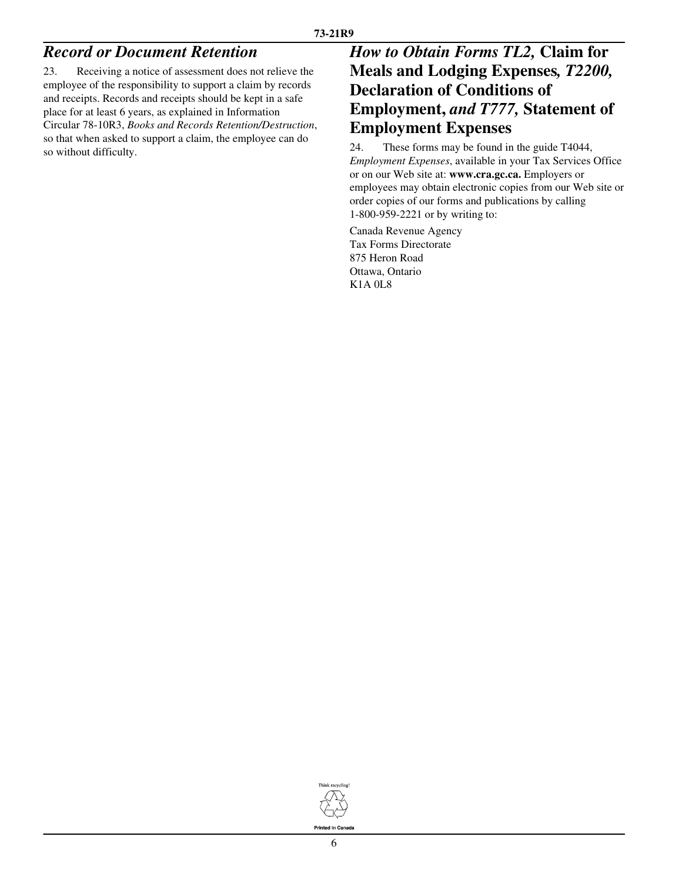## *Record or Document Retention*

23. Receiving a notice of assessment does not relieve the employee of the responsibility to support a claim by records and receipts. Records and receipts should be kept in a safe place for at least 6 years, as explained in Information Circular 78-10R3, *Books and Records Retention/Destruction*, so that when asked to support a claim, the employee can do so without difficulty.

## *How to Obtain Forms TL2,* Claim for Meals and Lodging Expenses*, T2200,* Declaration of Conditions of Employment, *and T777,* Statement of Employment Expenses

24. These forms may be found in the guide T4044, *Employment Expenses*, available in your Tax Services Office or on our Web site at: **www.cra.gc.ca.** Employers or employees may obtain electronic copies from our Web site or order copies of our forms and publications by calling 1-800-959-2221 or by writing to:

Canada Revenue Agency
Tax Forms Directorate
875 Heron Road
Ottawa, Ontario
K1A 0L8

Think recycling!

Printed in Canada